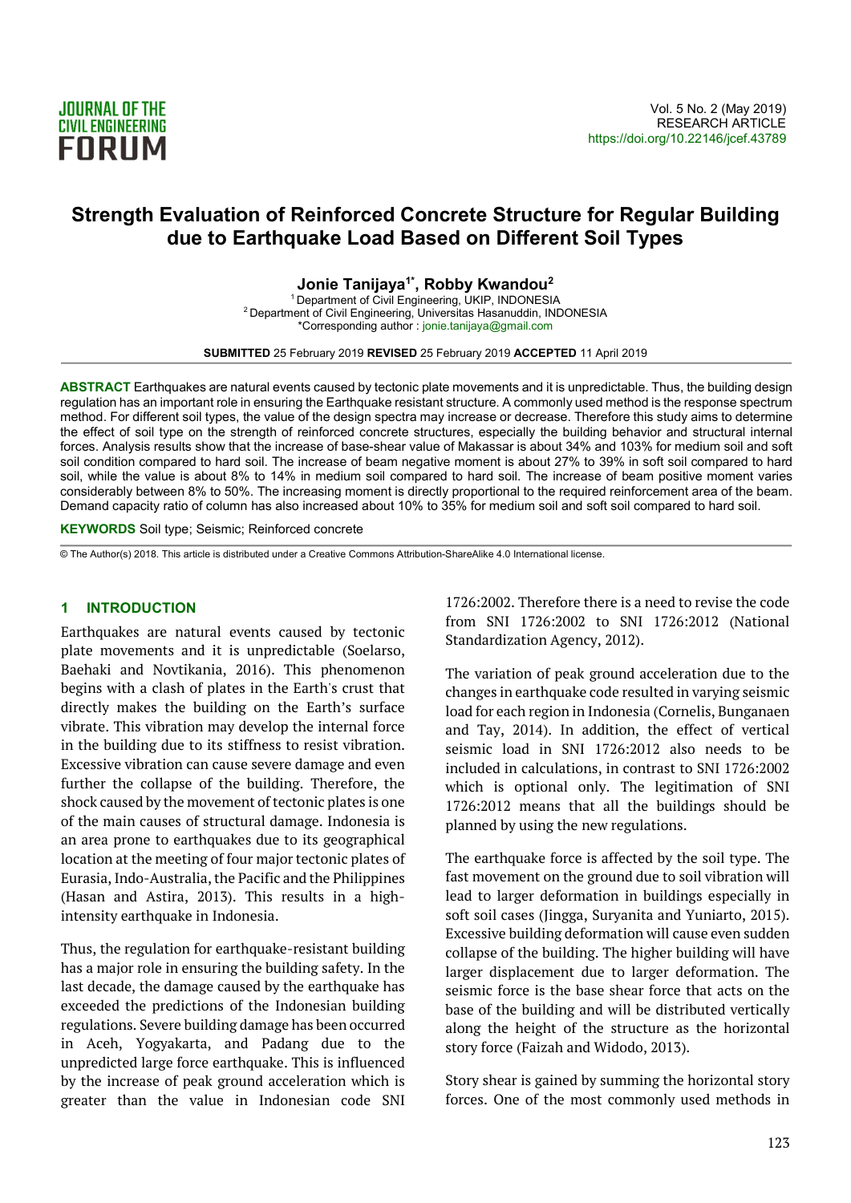JOURNAL OF THE CIVIL ENGINEERING FORUM

Vol. 5 No. 2 (May 2019)
RESEARCH ARTICLE
https://doi.org/10.22146/jcef.43789

# Strength Evaluation of Reinforced Concrete Structure for Regular Building due to Earthquake Load Based on Different Soil Types

**Jonie Tanijaya[1*], Robby Kwandou[2]**

[1] Department of Civil Engineering, UKIP, INDONESIA
[2] Department of Civil Engineering, Universitas Hasanuddin, INDONESIA
*Corresponding author : jonie.tanijaya@gmail.com

**SUBMITTED** 25 February 2019 **REVISED** 25 February 2019 **ACCEPTED** 11 April 2019

**ABSTRACT** Earthquakes are natural events caused by tectonic plate movements and it is unpredictable. Thus, the building design regulation has an important role in ensuring the Earthquake resistant structure. A commonly used method is the response spectrum method. For different soil types, the value of the design spectra may increase or decrease. Therefore this study aims to determine the effect of soil type on the strength of reinforced concrete structures, especially the building behavior and structural internal forces. Analysis results show that the increase of base-shear value of Makassar is about 34% and 103% for medium soil and soft soil condition compared to hard soil. The increase of beam negative moment is about 27% to 39% in soft soil compared to hard soil, while the value is about 8% to 14% in medium soil compared to hard soil. The increase of beam positive moment varies considerably between 8% to 50%. The increasing moment is directly proportional to the required reinforcement area of the beam. Demand capacity ratio of column has also increased about 10% to 35% for medium soil and soft soil compared to hard soil.

**KEYWORDS** Soil type; Seismic; Reinforced concrete

© The Author(s) 2018. This article is distributed under a Creative Commons Attribution-ShareAlike 4.0 International license.

## 1 INTRODUCTION

Earthquakes are natural events caused by tectonic plate movements and it is unpredictable (Soelarso, Baehaki and Novtikania, 2016). This phenomenon begins with a clash of plates in the Earth's crust that directly makes the building on the Earth's surface vibrate. This vibration may develop the internal force in the building due to its stiffness to resist vibration. Excessive vibration can cause severe damage and even further the collapse of the building. Therefore, the shock caused by the movement of tectonic plates is one of the main causes of structural damage. Indonesia is an area prone to earthquakes due to its geographical location at the meeting of four major tectonic plates of Eurasia, Indo-Australia, the Pacific and the Philippines (Hasan and Astira, 2013). This results in a high-intensity earthquake in Indonesia.

Thus, the regulation for earthquake-resistant building has a major role in ensuring the building safety. In the last decade, the damage caused by the earthquake has exceeded the predictions of the Indonesian building regulations. Severe building damage has been occurred in Aceh, Yogyakarta, and Padang due to the unpredicted large force earthquake. This is influenced by the increase of peak ground acceleration which is greater than the value in Indonesian code SNI 1726:2002. Therefore there is a need to revise the code from SNI 1726:2002 to SNI 1726:2012 (National Standardization Agency, 2012).

The variation of peak ground acceleration due to the changes in earthquake code resulted in varying seismic load for each region in Indonesia (Cornelis, Bunganaen and Tay, 2014). In addition, the effect of vertical seismic load in SNI 1726:2012 also needs to be included in calculations, in contrast to SNI 1726:2002 which is optional only. The legitimation of SNI 1726:2012 means that all the buildings should be planned by using the new regulations.

The earthquake force is affected by the soil type. The fast movement on the ground due to soil vibration will lead to larger deformation in buildings especially in soft soil cases (Jingga, Suryanita and Yuniarto, 2015). Excessive building deformation will cause even sudden collapse of the building. The higher building will have larger displacement due to larger deformation. The seismic force is the base shear force that acts on the base of the building and will be distributed vertically along the height of the structure as the horizontal story force (Faizah and Widodo, 2013).

Story shear is gained by summing the horizontal story forces. One of the most commonly used methods in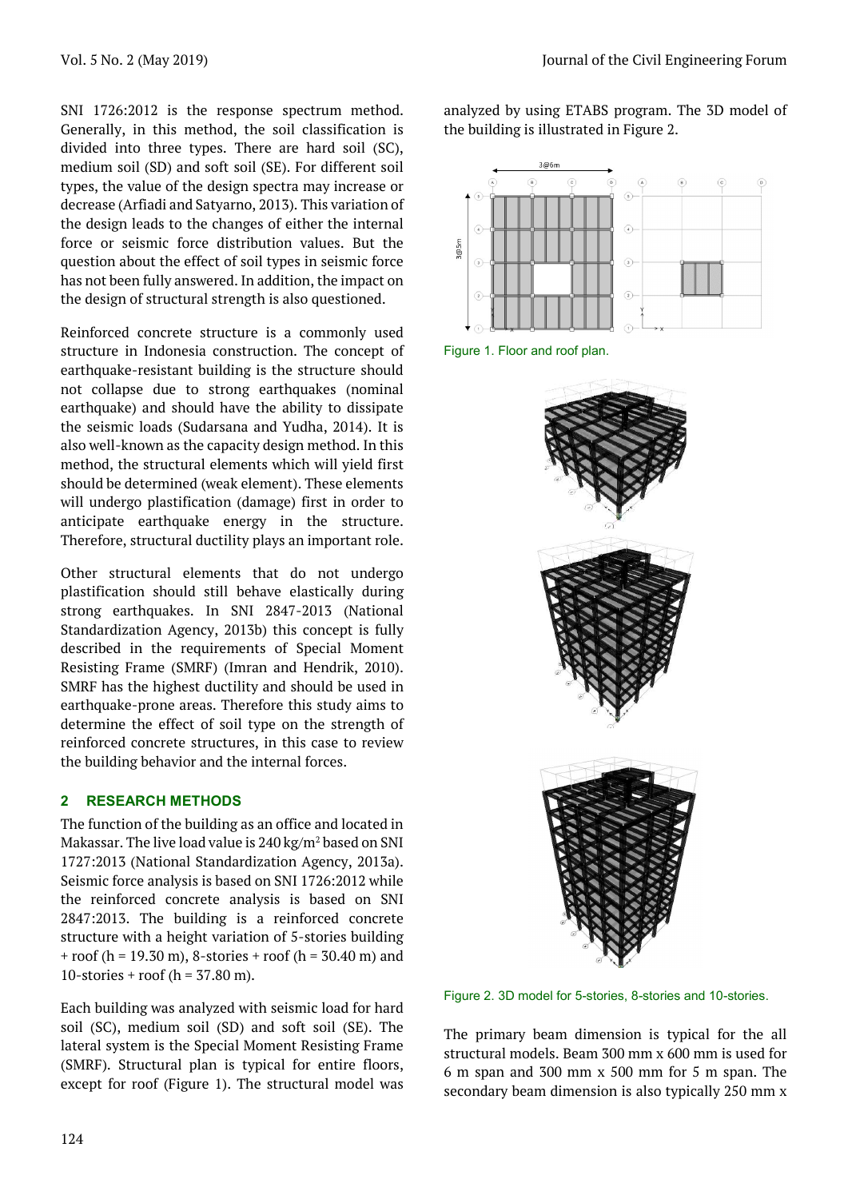SNI 1726:2012 is the response spectrum method. Generally, in this method, the soil classification is divided into three types. There are hard soil (SC), medium soil (SD) and soft soil (SE). For different soil types, the value of the design spectra may increase or decrease (Arfiadi and Satyarno, 2013). This variation of the design leads to the changes of either the internal force or seismic force distribution values. But the question about the effect of soil types in seismic force has not been fully answered. In addition, the impact on the design of structural strength is also questioned.

Reinforced concrete structure is a commonly used structure in Indonesia construction. The concept of earthquake-resistant building is the structure should not collapse due to strong earthquakes (nominal earthquake) and should have the ability to dissipate the seismic loads (Sudarsana and Yudha, 2014). It is also well-known as the capacity design method. In this method, the structural elements which will yield first should be determined (weak element). These elements will undergo plastification (damage) first in order to anticipate earthquake energy in the structure. Therefore, structural ductility plays an important role.

Other structural elements that do not undergo plastification should still behave elastically during strong earthquakes. In SNI 2847-2013 (National Standardization Agency, 2013b) this concept is fully described in the requirements of Special Moment Resisting Frame (SMRF) (Imran and Hendrik, 2010). SMRF has the highest ductility and should be used in earthquake-prone areas. Therefore this study aims to determine the effect of soil type on the strength of reinforced concrete structures, in this case to review the building behavior and the internal forces.

## 2 RESEARCH METHODS

The function of the building as an office and located in Makassar. The live load value is 240 kg/m$^2$ based on SNI 1727:2013 (National Standardization Agency, 2013a). Seismic force analysis is based on SNI 1726:2012 while the reinforced concrete analysis is based on SNI 2847:2013. The building is a reinforced concrete structure with a height variation of 5-stories building + roof (h = 19.30 m), 8-stories + roof (h = 30.40 m) and 10-stories + roof (h = 37.80 m).

Each building was analyzed with seismic load for hard soil (SC), medium soil (SD) and soft soil (SE). The lateral system is the Special Moment Resisting Frame (SMRF). Structural plan is typical for entire floors, except for roof (Figure 1). The structural model was analyzed by using ETABS program. The 3D model of the building is illustrated in Figure 2.

Figure 1. Floor and roof plan.

Figure 2. 3D model for 5-stories, 8-stories and 10-stories.

The primary beam dimension is typical for the all structural models. Beam 300 mm x 600 mm is used for 6 m span and 300 mm x 500 mm for 5 m span. The secondary beam dimension is also typically 250 mm x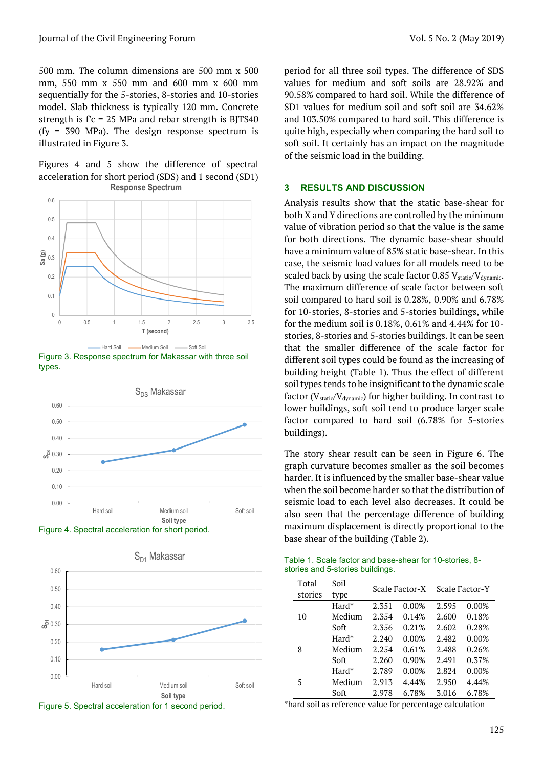500 mm. The column dimensions are 500 mm x 500 mm, 550 mm x 550 mm and 600 mm x 600 mm sequentially for the 5-stories, 8-stories and 10-stories model. Slab thickness is typically 120 mm. Concrete strength is f'c = 25 MPa and rebar strength is BJTS40 (fy = 390 MPa). The design response spectrum is illustrated in Figure 3.

Figures 4 and 5 show the difference of spectral acceleration for short period (SDS) and 1 second (SD1) period for all three soil types. The difference of SDS values for medium and soft soils are 28.92% and 90.58% compared to hard soil. While the difference of SD1 values for medium soil and soft soil are 34.62% and 103.50% compared to hard soil. This difference is quite high, especially when comparing the hard soil to soft soil. It certainly has an impact on the magnitude of the seismic load in the building.

Figure 3. Response spectrum for Makassar with three soil types.

Figure 4. Spectral acceleration for short period.

Figure 5. Spectral acceleration for 1 second period.

## 3 RESULTS AND DISCUSSION

Analysis results show that the static base-shear for both X and Y directions are controlled by the minimum value of vibration period so that the value is the same for both directions. The dynamic base-shear should have a minimum value of 85% static base-shear. In this case, the seismic load values for all models need to be scaled back by using the scale factor 0.85 $V_{static}/V_{dynamic}$. The maximum difference of scale factor between soft soil compared to hard soil is 0.28%, 0.90% and 6.78% for 10-stories, 8-stories and 5-stories buildings, while for the medium soil is 0.18%, 0.61% and 4.44% for 10-stories, 8-stories and 5-stories buildings. It can be seen that the smaller difference of the scale factor for different soil types could be found as the increasing of building height (Table 1). Thus the effect of different soil types tends to be insignificant to the dynamic scale factor ($V_{static}/V_{dynamic}$) for higher building. In contrast to lower buildings, soft soil tend to produce larger scale factor compared to hard soil (6.78% for 5-stories buildings).

The story shear result can be seen in Figure 6. The graph curvature becomes smaller as the soil becomes harder. It is influenced by the smaller base-shear value when the soil become harder so that the distribution of seismic load to each level also decreases. It could be also seen that the percentage difference of building maximum displacement is directly proportional to the base shear of the building (Table 2).

Table 1. Scale factor and base-shear for 10-stories, 8-stories and 5-stories buildings.

| Total stories | Soil type | Scale Factor-X | | Scale Factor-Y | |
|---|---|---|---|---|---|
| 10 | Hard* | 2.351 | 0.00% | 2.595 | 0.00% |
| | Medium | 2.354 | 0.14% | 2.600 | 0.18% |
| | Soft | 2.356 | 0.21% | 2.602 | 0.28% |
| 8 | Hard* | 2.240 | 0.00% | 2.482 | 0.00% |
| | Medium | 2.254 | 0.61% | 2.488 | 0.26% |
| | Soft | 2.260 | 0.90% | 2.491 | 0.37% |
| 5 | Hard* | 2.789 | 0.00% | 2.824 | 0.00% |
| | Medium | 2.913 | 4.44% | 2.950 | 4.44% |
| | Soft | 2.978 | 6.78% | 3.016 | 6.78% |

*hard soil as reference value for percentage calculation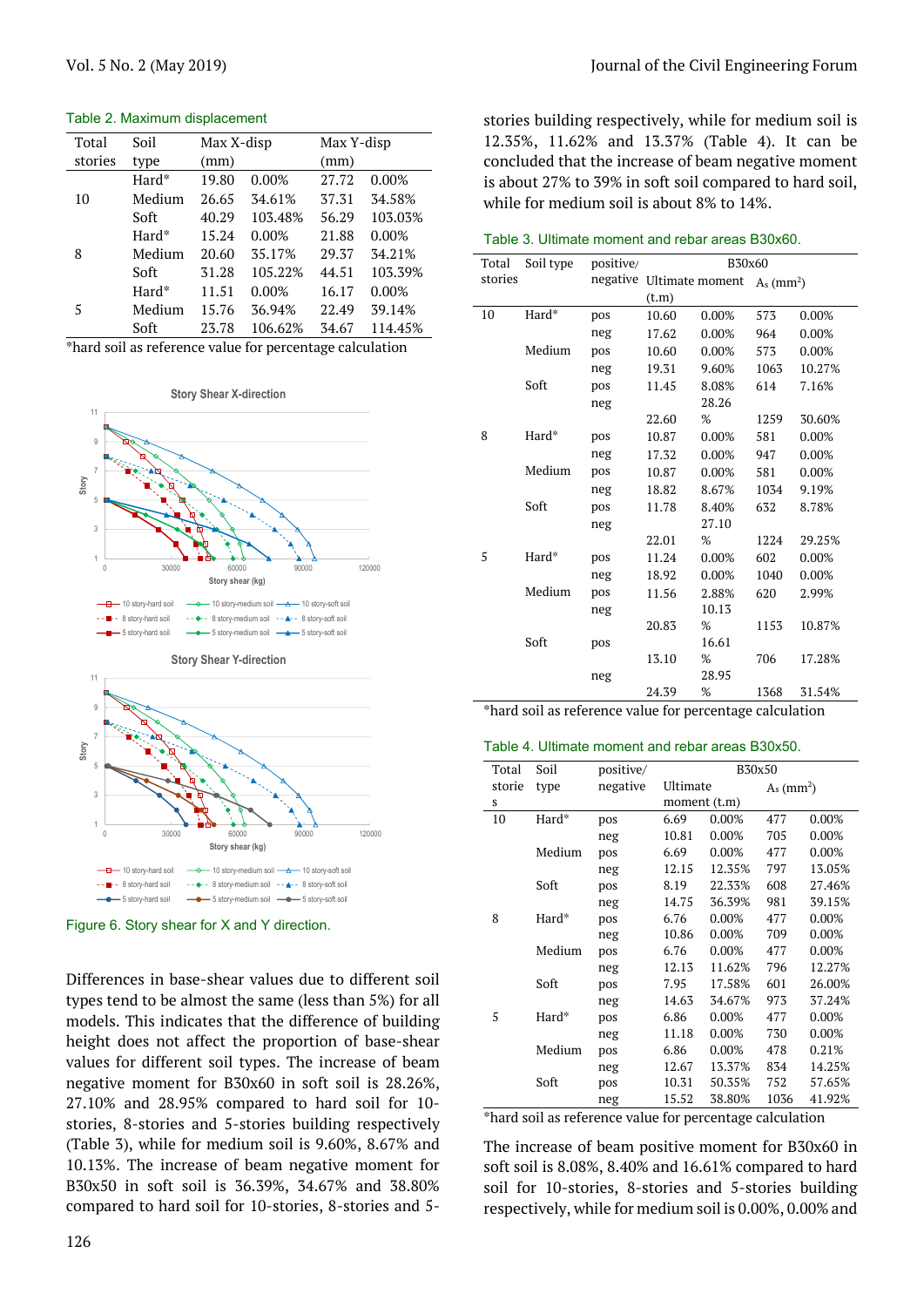Table 2. Maximum displacement

| Total stories | Soil type | Max X-disp (mm) | | Max Y-disp (mm) | |
|---|---|---|---|---|---|
| 10 | Hard* | 19.80 | 0.00% | 27.72 | 0.00% |
| | Medium | 26.65 | 34.61% | 37.31 | 34.58% |
| | Soft | 40.29 | 103.48% | 56.29 | 103.03% |
| 8 | Hard* | 15.24 | 0.00% | 21.88 | 0.00% |
| | Medium | 20.60 | 35.17% | 29.37 | 34.21% |
| | Soft | 31.28 | 105.22% | 44.51 | 103.39% |
| 5 | Hard* | 11.51 | 0.00% | 16.17 | 0.00% |
| | Medium | 15.76 | 36.94% | 22.49 | 39.14% |
| | Soft | 23.78 | 106.62% | 34.67 | 114.45% |

*hard soil as reference value for percentage calculation

Figure 6. Story shear for X and Y direction.

Differences in base-shear values due to different soil types tend to be almost the same (less than 5%) for all models. This indicates that the difference of building height does not affect the proportion of base-shear values for different soil types. The increase of beam negative moment for B30x60 in soft soil is 28.26%, 27.10% and 28.95% compared to hard soil for 10-stories, 8-stories and 5-stories building respectively (Table 3), while for medium soil is 9.60%, 8.67% and 10.13%. The increase of beam negative moment for B30x50 in soft soil is 36.39%, 34.67% and 38.80% compared to hard soil for 10-stories, 8-stories and 5-stories building respectively, while for medium soil is 12.35%, 11.62% and 13.37% (Table 4). It can be concluded that the increase of beam negative moment is about 27% to 39% in soft soil compared to hard soil, while for medium soil is about 8% to 14%.

Table 3. Ultimate moment and rebar areas B30x60.

| Total stories | Soil type | positive/ negative | B30x60 Ultimate moment (t.m) | | $A_s$ (mm²) | |
|---|---|---|---|---|---|---|
| 10 | Hard* | pos | 10.60 | 0.00% | 573 | 0.00% |
| | | neg | 17.62 | 0.00% | 964 | 0.00% |
| | Medium | pos | 10.60 | 0.00% | 573 | 0.00% |
| | | neg | 19.31 | 9.60% | 1063 | 10.27% |
| | Soft | pos | 11.45 | 8.08% | 614 | 7.16% |
| | | neg | 22.60 | 28.26% | 1259 | 30.60% |
| 8 | Hard* | pos | 10.87 | 0.00% | 581 | 0.00% |
| | | neg | 17.32 | 0.00% | 947 | 0.00% |
| | Medium | pos | 10.87 | 0.00% | 581 | 0.00% |
| | | neg | 18.82 | 8.67% | 1034 | 9.19% |
| | Soft | pos | 11.78 | 8.40% | 632 | 8.78% |
| | | neg | 22.01 | 27.10% | 1224 | 29.25% |
| 5 | Hard* | pos | 11.24 | 0.00% | 602 | 0.00% |
| | | neg | 18.92 | 0.00% | 1040 | 0.00% |
| | Medium | pos | 11.56 | 2.88% | 620 | 2.99% |
| | | neg | 20.83 | 10.13% | 1153 | 10.87% |
| | Soft | pos | 13.10 | 16.61% | 706 | 17.28% |
| | | neg | 24.39 | 28.95% | 1368 | 31.54% |

*hard soil as reference value for percentage calculation

Table 4. Ultimate moment and rebar areas B30x50.

| Total stories | Soil type | positive/ negative | B30x50 Ultimate moment (t.m) | | $A_s$ (mm²) | |
|---|---|---|---|---|---|---|
| 10 | Hard* | pos | 6.69 | 0.00% | 477 | 0.00% |
| | | neg | 10.81 | 0.00% | 705 | 0.00% |
| | Medium | pos | 6.69 | 0.00% | 477 | 0.00% |
| | | neg | 12.15 | 12.35% | 797 | 13.05% |
| | Soft | pos | 8.19 | 22.33% | 608 | 27.46% |
| | | neg | 14.75 | 36.39% | 981 | 39.15% |
| 8 | Hard* | pos | 6.76 | 0.00% | 477 | 0.00% |
| | | neg | 10.86 | 0.00% | 709 | 0.00% |
| | Medium | pos | 6.76 | 0.00% | 477 | 0.00% |
| | | neg | 12.13 | 11.62% | 796 | 12.27% |
| | Soft | pos | 7.95 | 17.58% | 601 | 26.00% |
| | | neg | 14.63 | 34.67% | 973 | 37.24% |
| 5 | Hard* | pos | 6.86 | 0.00% | 477 | 0.00% |
| | | neg | 11.18 | 0.00% | 730 | 0.00% |
| | Medium | pos | 6.86 | 0.00% | 478 | 0.21% |
| | | neg | 12.67 | 13.37% | 834 | 14.25% |
| | Soft | pos | 10.31 | 50.35% | 752 | 57.65% |
| | | neg | 15.52 | 38.80% | 1036 | 41.92% |

*hard soil as reference value for percentage calculation

The increase of beam positive moment for B30x60 in soft soil is 8.08%, 8.40% and 16.61% compared to hard soil for 10-stories, 8-stories and 5-stories building respectively, while for medium soil is 0.00%, 0.00% and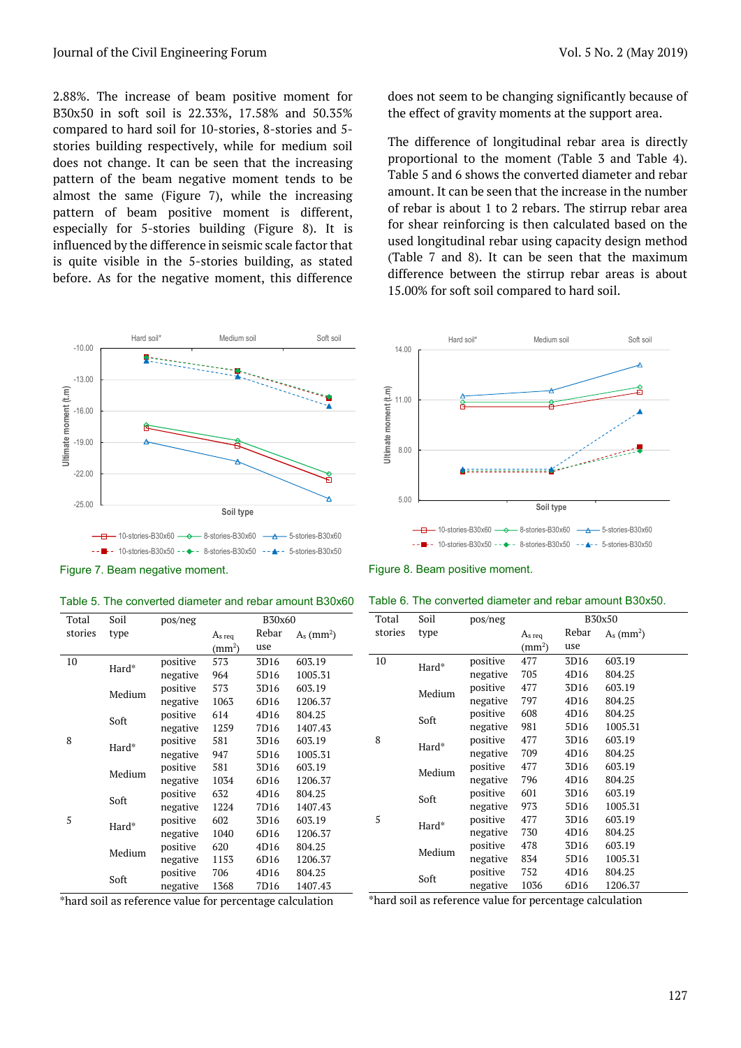2.88%. The increase of beam positive moment for B30x50 in soft soil is 22.33%, 17.58% and 50.35% compared to hard soil for 10-stories, 8-stories and 5-stories building respectively, while for medium soil does not change. It can be seen that the increasing pattern of the beam negative moment tends to be almost the same (Figure 7), while the increasing pattern of beam positive moment is different, especially for 5-stories building (Figure 8). It is influenced by the difference in seismic scale factor that is quite visible in the 5-stories building, as stated before. As for the negative moment, this difference does not seem to be changing significantly because of the effect of gravity moments at the support area.

The difference of longitudinal rebar area is directly proportional to the moment (Table 3 and Table 4). Table 5 and 6 shows the converted diameter and rebar amount. It can be seen that the increase in the number of rebar is about 1 to 2 rebars. The stirrup rebar area for shear reinforcing is then calculated based on the used longitudinal rebar using capacity design method (Table 7 and 8). It can be seen that the maximum difference between the stirrup rebar areas is about 15.00% for soft soil compared to hard soil.

Figure 7. Beam negative moment.

Figure 8. Beam positive moment.

Table 5. The converted diameter and rebar amount B30x60

| Total stories | Soil type | pos/neg | B30x60 | | |
|---|---|---|---|---|---|
| | | | $A_{s\ req}$ (mm$^2$) | Rebar use | $A_s$ (mm$^2$) |
| 10 | Hard* | positive | 573 | 3D16 | 603.19 |
| | | negative | 964 | 5D16 | 1005.31 |
| | Medium | positive | 573 | 3D16 | 603.19 |
| | | negative | 1063 | 6D16 | 1206.37 |
| | Soft | positive | 614 | 4D16 | 804.25 |
| | | negative | 1259 | 7D16 | 1407.43 |
| 8 | Hard* | positive | 581 | 3D16 | 603.19 |
| | | negative | 947 | 5D16 | 1005.31 |
| | Medium | positive | 581 | 3D16 | 603.19 |
| | | negative | 1034 | 6D16 | 1206.37 |
| | Soft | positive | 632 | 4D16 | 804.25 |
| | | negative | 1224 | 7D16 | 1407.43 |
| 5 | Hard* | positive | 602 | 3D16 | 603.19 |
| | | negative | 1040 | 6D16 | 1206.37 |
| | Medium | positive | 620 | 4D16 | 804.25 |
| | | negative | 1153 | 6D16 | 1206.37 |
| | Soft | positive | 706 | 4D16 | 804.25 |
| | | negative | 1368 | 7D16 | 1407.43 |

*hard soil as reference value for percentage calculation

Table 6. The converted diameter and rebar amount B30x50.

| Total stories | Soil type | pos/neg | B30x50 | | |
|---|---|---|---|---|---|
| | | | $A_{s\ req}$ (mm$^2$) | Rebar use | $A_s$ (mm$^2$) |
| 10 | Hard* | positive | 477 | 3D16 | 603.19 |
| | | negative | 705 | 4D16 | 804.25 |
| | Medium | positive | 477 | 3D16 | 603.19 |
| | | negative | 797 | 4D16 | 804.25 |
| | Soft | positive | 608 | 4D16 | 804.25 |
| | | negative | 981 | 5D16 | 1005.31 |
| 8 | Hard* | positive | 477 | 3D16 | 603.19 |
| | | negative | 709 | 4D16 | 804.25 |
| | Medium | positive | 477 | 3D16 | 603.19 |
| | | negative | 796 | 4D16 | 804.25 |
| | Soft | positive | 601 | 3D16 | 603.19 |
| | | negative | 973 | 5D16 | 1005.31 |
| 5 | Hard* | positive | 477 | 3D16 | 603.19 |
| | | negative | 730 | 4D16 | 804.25 |
| | Medium | positive | 478 | 3D16 | 603.19 |
| | | negative | 834 | 5D16 | 1005.31 |
| | Soft | positive | 752 | 4D16 | 804.25 |
| | | negative | 1036 | 6D16 | 1206.37 |

*hard soil as reference value for percentage calculation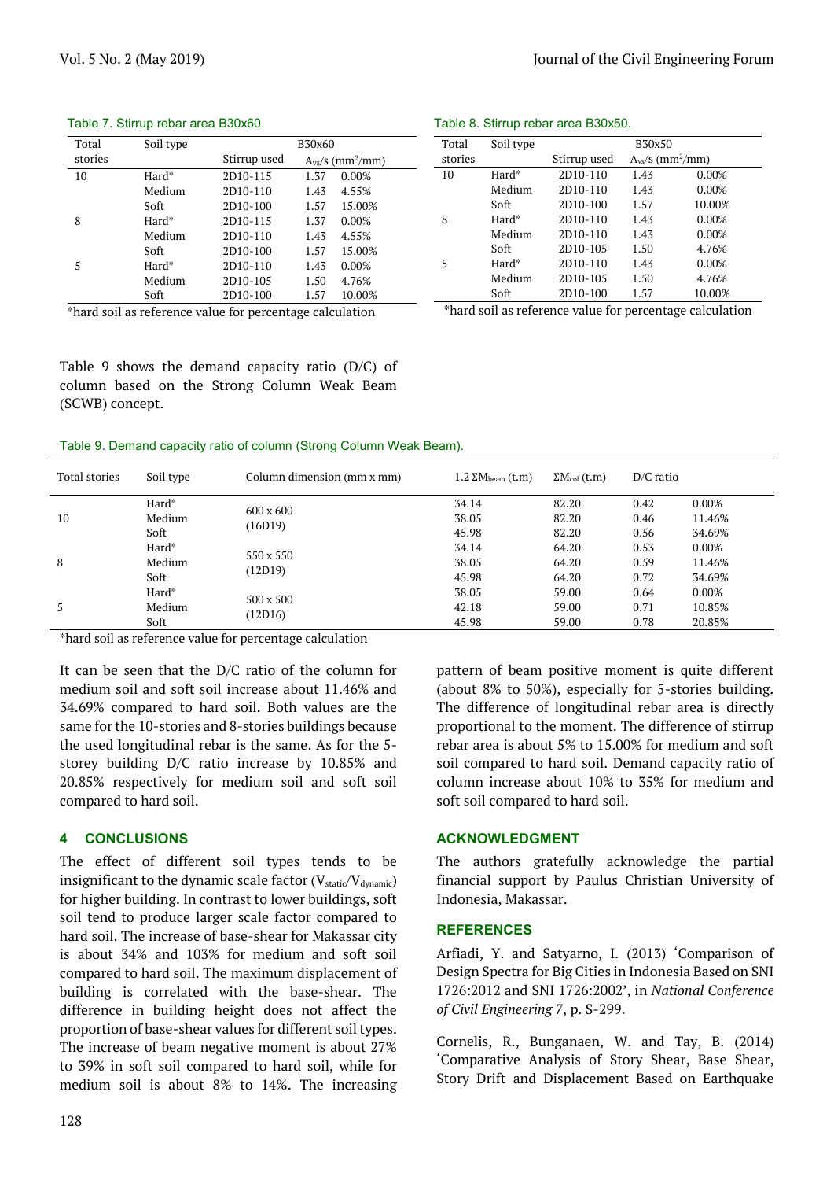Table 7. Stirrup rebar area B30x60.

| Total stories | Soil type | B30x60 | | |
|---|---|---|---|---|
| | | Stirrup used | $A_{vs}/s$ ($mm^2/mm$) | |
| 10 | Hard* | 2D10-115 | 1.37 | 0.00% |
| | Medium | 2D10-110 | 1.43 | 4.55% |
| | Soft | 2D10-100 | 1.57 | 15.00% |
| 8 | Hard* | 2D10-115 | 1.37 | 0.00% |
| | Medium | 2D10-110 | 1.43 | 4.55% |
| | Soft | 2D10-100 | 1.57 | 15.00% |
| 5 | Hard* | 2D10-110 | 1.43 | 0.00% |
| | Medium | 2D10-105 | 1.50 | 4.76% |
| | Soft | 2D10-100 | 1.57 | 10.00% |

*hard soil as reference value for percentage calculation

Table 8. Stirrup rebar area B30x50.

| Total stories | Soil type | B30x50 | | |
|---|---|---|---|---|
| | | Stirrup used | $A_{vs}/s$ ($mm^2/mm$) | |
| 10 | Hard* | 2D10-110 | 1.43 | 0.00% |
| | Medium | 2D10-110 | 1.43 | 0.00% |
| | Soft | 2D10-100 | 1.57 | 10.00% |
| 8 | Hard* | 2D10-110 | 1.43 | 0.00% |
| | Medium | 2D10-110 | 1.43 | 0.00% |
| | Soft | 2D10-105 | 1.50 | 4.76% |
| 5 | Hard* | 2D10-110 | 1.43 | 0.00% |
| | Medium | 2D10-105 | 1.50 | 4.76% |
| | Soft | 2D10-100 | 1.57 | 10.00% |

*hard soil as reference value for percentage calculation

Table 9 shows the demand capacity ratio (D/C) of column based on the Strong Column Weak Beam (SCWB) concept.

Table 9. Demand capacity ratio of column (Strong Column Weak Beam).

| Total stories | Soil type | Column dimension (mm x mm) | $1.2\,\Sigma M_{beam}$ (t.m) | $\Sigma M_{col}$ (t.m) | D/C ratio | |
|---|---|---|---|---|---|---|
| 10 | Hard* | 600 x 600 (16D19) | 34.14 | 82.20 | 0.42 | 0.00% |
| | Medium | | 38.05 | 82.20 | 0.46 | 11.46% |
| | Soft | | 45.98 | 82.20 | 0.56 | 34.69% |
| 8 | Hard* | 550 x 550 (12D19) | 34.14 | 64.20 | 0.53 | 0.00% |
| | Medium | | 38.05 | 64.20 | 0.59 | 11.46% |
| | Soft | | 45.98 | 64.20 | 0.72 | 34.69% |
| 5 | Hard* | 500 x 500 (12D16) | 38.05 | 59.00 | 0.64 | 0.00% |
| | Medium | | 42.18 | 59.00 | 0.71 | 10.85% |
| | Soft | | 45.98 | 59.00 | 0.78 | 20.85% |

*hard soil as reference value for percentage calculation

It can be seen that the D/C ratio of the column for medium soil and soft soil increase about 11.46% and 34.69% compared to hard soil. Both values are the same for the 10-stories and 8-stories buildings because the used longitudinal rebar is the same. As for the 5-storey building D/C ratio increase by 10.85% and 20.85% respectively for medium soil and soft soil compared to hard soil.

## 4 CONCLUSIONS

The effect of different soil types tends to be insignificant to the dynamic scale factor ($V_{static}/V_{dynamic}$) for higher building. In contrast to lower buildings, soft soil tend to produce larger scale factor compared to hard soil. The increase of base-shear for Makassar city is about 34% and 103% for medium and soft soil compared to hard soil. The maximum displacement of building is correlated with the base-shear. The difference in building height does not affect the proportion of base-shear values for different soil types. The increase of beam negative moment is about 27% to 39% in soft soil compared to hard soil, while for medium soil is about 8% to 14%. The increasing pattern of beam positive moment is quite different (about 8% to 50%), especially for 5-stories building. The difference of longitudinal rebar area is directly proportional to the moment. The difference of stirrup rebar area is about 5% to 15.00% for medium and soft soil compared to hard soil. Demand capacity ratio of column increase about 10% to 35% for medium and soft soil compared to hard soil.

## ACKNOWLEDGMENT

The authors gratefully acknowledge the partial financial support by Paulus Christian University of Indonesia, Makassar.

## REFERENCES

Arfiadi, Y. and Satyarno, I. (2013) 'Comparison of Design Spectra for Big Cities in Indonesia Based on SNI 1726:2012 and SNI 1726:2002', in *National Conference of Civil Engineering 7*, p. S-299.

Cornelis, R., Bunganaen, W. and Tay, B. (2014) 'Comparative Analysis of Story Shear, Base Shear, Story Drift and Displacement Based on Earthquake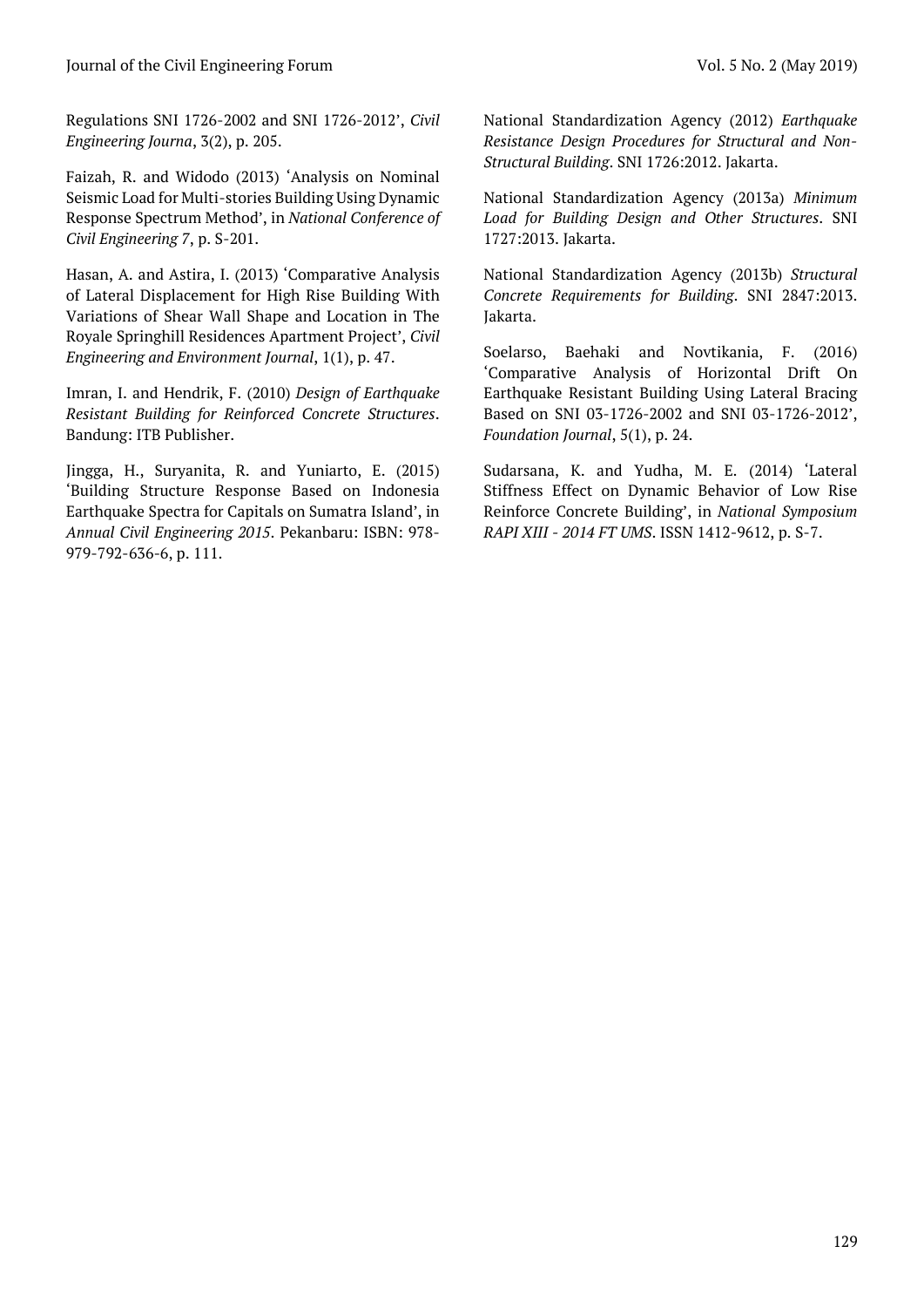Regulations SNI 1726-2002 and SNI 1726-2012', *Civil Engineering Journa*, 3(2), p. 205.

Faizah, R. and Widodo (2013) 'Analysis on Nominal Seismic Load for Multi-stories Building Using Dynamic Response Spectrum Method', in *National Conference of Civil Engineering 7*, p. S-201.

Hasan, A. and Astira, I. (2013) 'Comparative Analysis of Lateral Displacement for High Rise Building With Variations of Shear Wall Shape and Location in The Royale Springhill Residences Apartment Project', *Civil Engineering and Environment Journal*, 1(1), p. 47.

Imran, I. and Hendrik, F. (2010) *Design of Earthquake Resistant Building for Reinforced Concrete Structures*. Bandung: ITB Publisher.

Jingga, H., Suryanita, R. and Yuniarto, E. (2015) 'Building Structure Response Based on Indonesia Earthquake Spectra for Capitals on Sumatra Island', in *Annual Civil Engineering 2015*. Pekanbaru: ISBN: 978-979-792-636-6, p. 111.

National Standardization Agency (2012) *Earthquake Resistance Design Procedures for Structural and Non-Structural Building*. SNI 1726:2012. Jakarta.

National Standardization Agency (2013a) *Minimum Load for Building Design and Other Structures*. SNI 1727:2013. Jakarta.

National Standardization Agency (2013b) *Structural Concrete Requirements for Building*. SNI 2847:2013. Jakarta.

Soelarso, Baehaki and Novtikania, F. (2016) 'Comparative Analysis of Horizontal Drift On Earthquake Resistant Building Using Lateral Bracing Based on SNI 03-1726-2002 and SNI 03-1726-2012', *Foundation Journal*, 5(1), p. 24.

Sudarsana, K. and Yudha, M. E. (2014) 'Lateral Stiffness Effect on Dynamic Behavior of Low Rise Reinforce Concrete Building', in *National Symposium RAPI XIII - 2014 FT UMS*. ISSN 1412-9612, p. S-7.